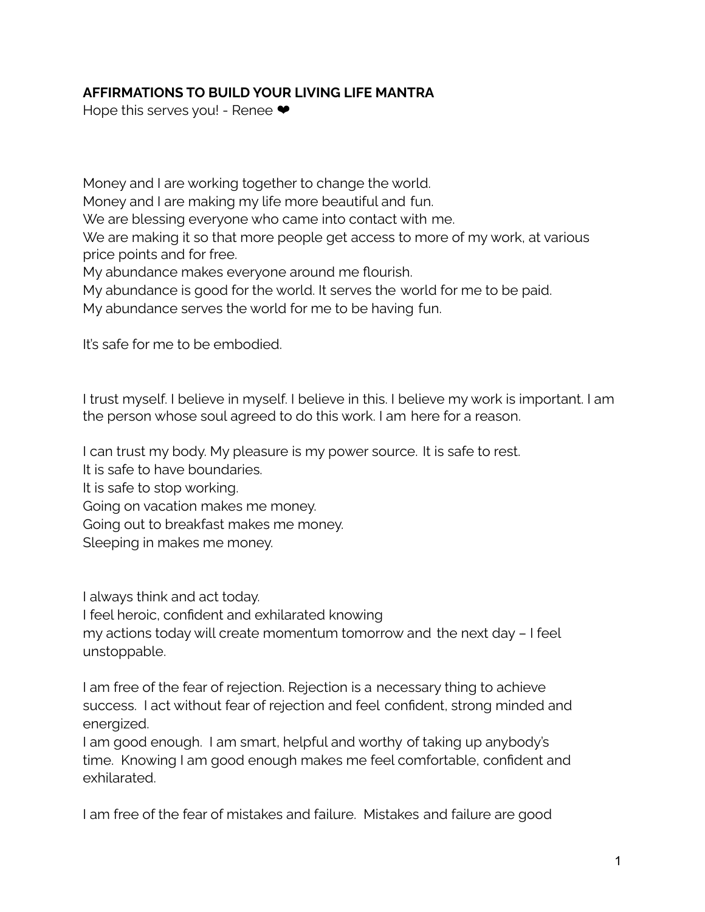**AFFIRMATIONS TO BUILD YOUR LIVING LIFE MANTRA**

Hope this serves you! - Renee ❤

Money and I are working together to change the world.
Money and I are making my life more beautiful and fun.
We are blessing everyone who came into contact with me.
We are making it so that more people get access to more of my work, at various price points and for free.
My abundance makes everyone around me flourish.
My abundance is good for the world. It serves the world for me to be paid.
My abundance serves the world for me to be having fun.

It's safe for me to be embodied.

I trust myself. I believe in myself. I believe in this. I believe my work is important. I am the person whose soul agreed to do this work. I am here for a reason.

I can trust my body. My pleasure is my power source. It is safe to rest.
It is safe to have boundaries.
It is safe to stop working.
Going on vacation makes me money.
Going out to breakfast makes me money.
Sleeping in makes me money.

I always think and act today.
I feel heroic, confident and exhilarated knowing
my actions today will create momentum tomorrow and the next day – I feel unstoppable.

I am free of the fear of rejection. Rejection is a necessary thing to achieve success. I act without fear of rejection and feel confident, strong minded and energized.
I am good enough. I am smart, helpful and worthy of taking up anybody's time. Knowing I am good enough makes me feel comfortable, confident and exhilarated.

I am free of the fear of mistakes and failure. Mistakes and failure are good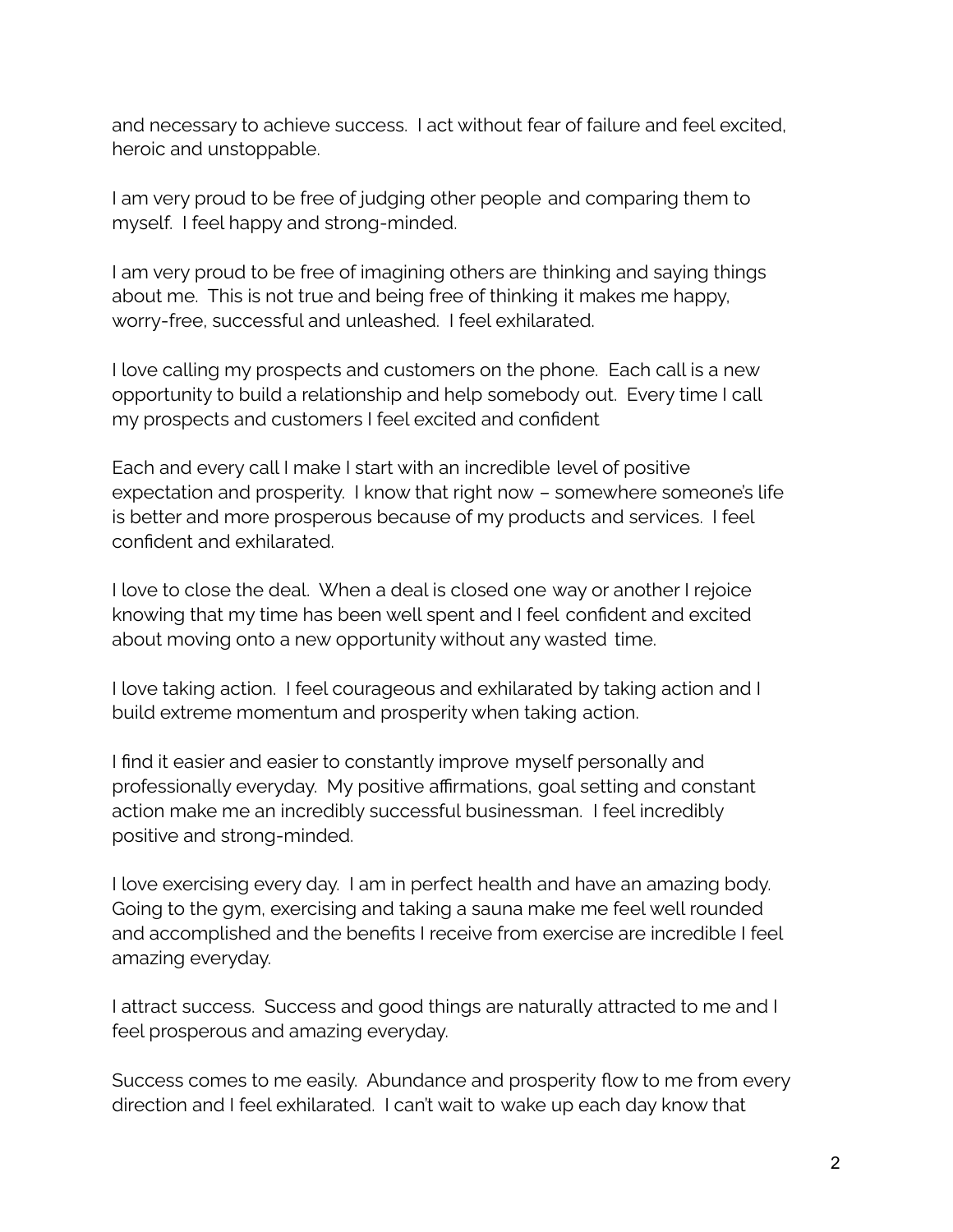and necessary to achieve success. I act without fear of failure and feel excited, heroic and unstoppable.

I am very proud to be free of judging other people and comparing them to myself. I feel happy and strong-minded.

I am very proud to be free of imagining others are thinking and saying things about me. This is not true and being free of thinking it makes me happy, worry-free, successful and unleashed. I feel exhilarated.

I love calling my prospects and customers on the phone. Each call is a new opportunity to build a relationship and help somebody out. Every time I call my prospects and customers I feel excited and confident

Each and every call I make I start with an incredible level of positive expectation and prosperity. I know that right now – somewhere someone's life is better and more prosperous because of my products and services. I feel confident and exhilarated.

I love to close the deal. When a deal is closed one way or another I rejoice knowing that my time has been well spent and I feel confident and excited about moving onto a new opportunity without any wasted time.

I love taking action. I feel courageous and exhilarated by taking action and I build extreme momentum and prosperity when taking action.

I find it easier and easier to constantly improve myself personally and professionally everyday. My positive affirmations, goal setting and constant action make me an incredibly successful businessman. I feel incredibly positive and strong-minded.

I love exercising every day. I am in perfect health and have an amazing body. Going to the gym, exercising and taking a sauna make me feel well rounded and accomplished and the benefits I receive from exercise are incredible I feel amazing everyday.

I attract success. Success and good things are naturally attracted to me and I feel prosperous and amazing everyday.

Success comes to me easily. Abundance and prosperity flow to me from every direction and I feel exhilarated. I can't wait to wake up each day know that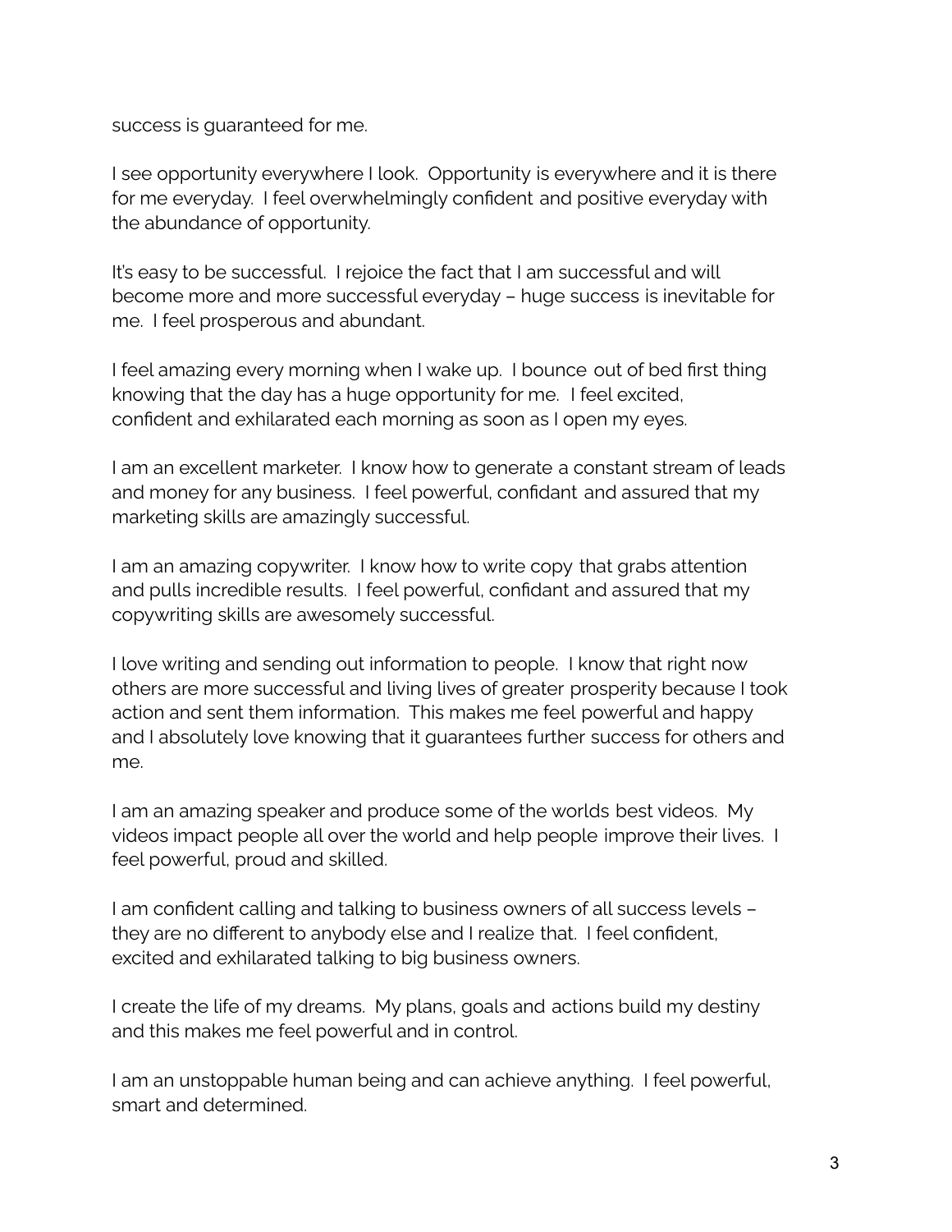success is guaranteed for me.

I see opportunity everywhere I look. Opportunity is everywhere and it is there for me everyday. I feel overwhelmingly confident and positive everyday with the abundance of opportunity.

It's easy to be successful. I rejoice the fact that I am successful and will become more and more successful everyday – huge success is inevitable for me. I feel prosperous and abundant.

I feel amazing every morning when I wake up. I bounce out of bed first thing knowing that the day has a huge opportunity for me. I feel excited, confident and exhilarated each morning as soon as I open my eyes.

I am an excellent marketer. I know how to generate a constant stream of leads and money for any business. I feel powerful, confidant and assured that my marketing skills are amazingly successful.

I am an amazing copywriter. I know how to write copy that grabs attention and pulls incredible results. I feel powerful, confidant and assured that my copywriting skills are awesomely successful.

I love writing and sending out information to people. I know that right now others are more successful and living lives of greater prosperity because I took action and sent them information. This makes me feel powerful and happy and I absolutely love knowing that it guarantees further success for others and me.

I am an amazing speaker and produce some of the worlds best videos. My videos impact people all over the world and help people improve their lives. I feel powerful, proud and skilled.

I am confident calling and talking to business owners of all success levels – they are no different to anybody else and I realize that. I feel confident, excited and exhilarated talking to big business owners.

I create the life of my dreams. My plans, goals and actions build my destiny and this makes me feel powerful and in control.

I am an unstoppable human being and can achieve anything. I feel powerful, smart and determined.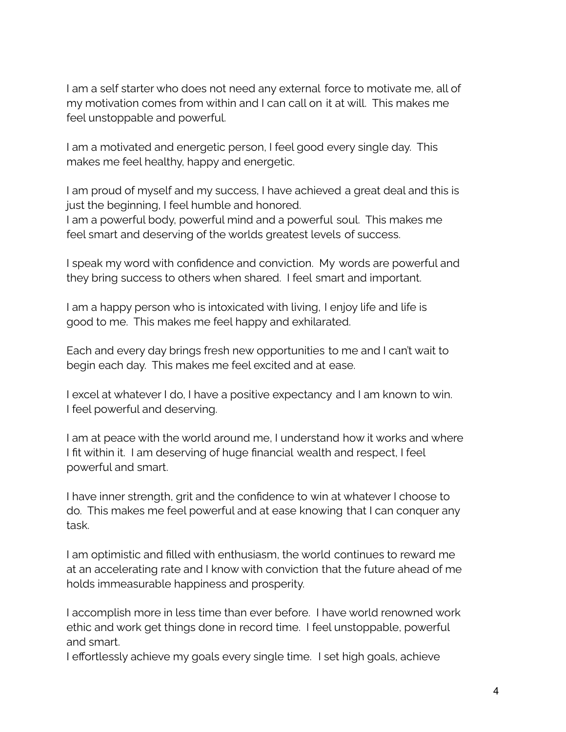I am a self starter who does not need any external force to motivate me, all of my motivation comes from within and I can call on it at will. This makes me feel unstoppable and powerful.

I am a motivated and energetic person, I feel good every single day. This makes me feel healthy, happy and energetic.

I am proud of myself and my success, I have achieved a great deal and this is just the beginning, I feel humble and honored.
I am a powerful body, powerful mind and a powerful soul. This makes me feel smart and deserving of the worlds greatest levels of success.

I speak my word with confidence and conviction. My words are powerful and they bring success to others when shared. I feel smart and important.

I am a happy person who is intoxicated with living, I enjoy life and life is good to me. This makes me feel happy and exhilarated.

Each and every day brings fresh new opportunities to me and I can't wait to begin each day. This makes me feel excited and at ease.

I excel at whatever I do, I have a positive expectancy and I am known to win. I feel powerful and deserving.

I am at peace with the world around me, I understand how it works and where I fit within it. I am deserving of huge financial wealth and respect, I feel powerful and smart.

I have inner strength, grit and the confidence to win at whatever I choose to do. This makes me feel powerful and at ease knowing that I can conquer any task.

I am optimistic and filled with enthusiasm, the world continues to reward me at an accelerating rate and I know with conviction that the future ahead of me holds immeasurable happiness and prosperity.

I accomplish more in less time than ever before. I have world renowned work ethic and work get things done in record time. I feel unstoppable, powerful and smart.
I effortlessly achieve my goals every single time. I set high goals, achieve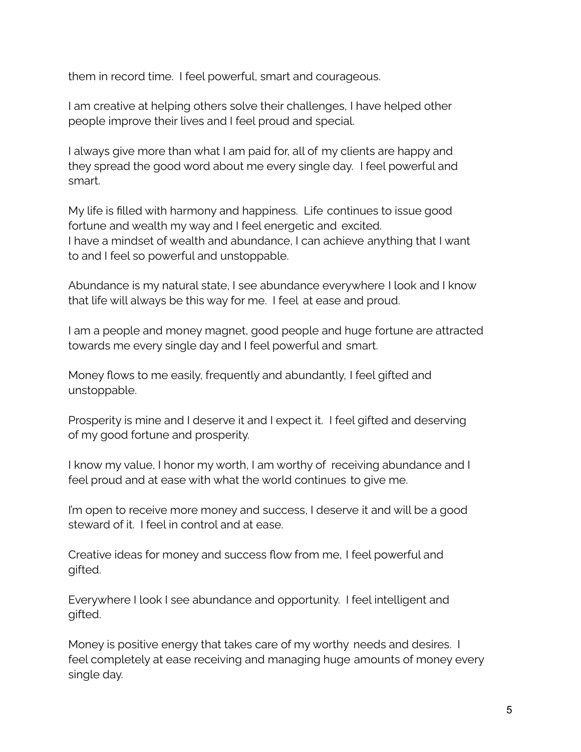them in record time. I feel powerful, smart and courageous.

I am creative at helping others solve their challenges, I have helped other people improve their lives and I feel proud and special.

I always give more than what I am paid for, all of my clients are happy and they spread the good word about me every single day. I feel powerful and smart.

My life is filled with harmony and happiness. Life continues to issue good fortune and wealth my way and I feel energetic and excited.
I have a mindset of wealth and abundance, I can achieve anything that I want to and I feel so powerful and unstoppable.

Abundance is my natural state, I see abundance everywhere I look and I know that life will always be this way for me. I feel at ease and proud.

I am a people and money magnet, good people and huge fortune are attracted towards me every single day and I feel powerful and smart.

Money flows to me easily, frequently and abundantly, I feel gifted and unstoppable.

Prosperity is mine and I deserve it and I expect it. I feel gifted and deserving of my good fortune and prosperity.

I know my value, I honor my worth, I am worthy of receiving abundance and I feel proud and at ease with what the world continues to give me.

I'm open to receive more money and success, I deserve it and will be a good steward of it. I feel in control and at ease.

Creative ideas for money and success flow from me, I feel powerful and gifted.

Everywhere I look I see abundance and opportunity. I feel intelligent and gifted.

Money is positive energy that takes care of my worthy needs and desires. I feel completely at ease receiving and managing huge amounts of money every single day.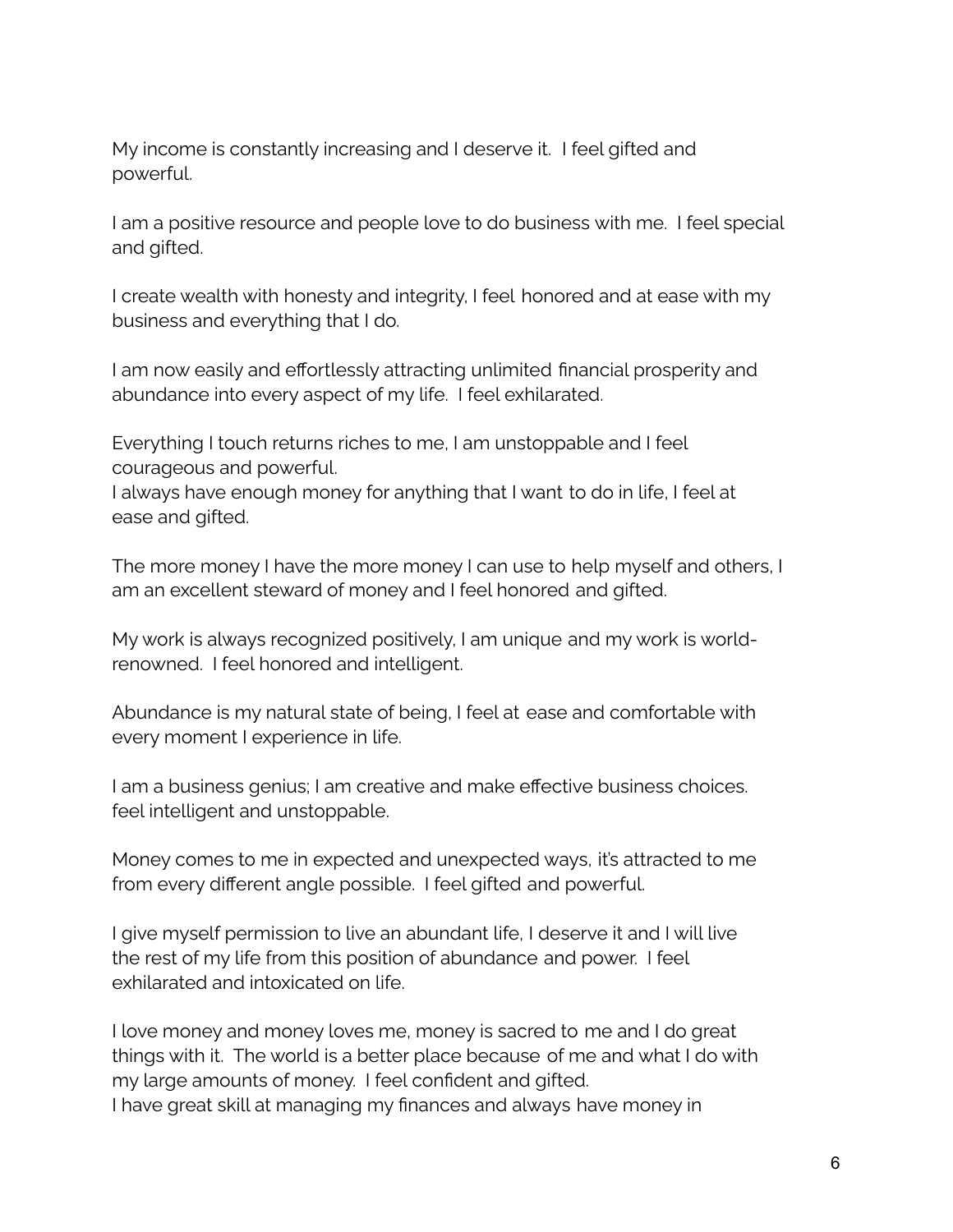My income is constantly increasing and I deserve it. I feel gifted and powerful.

I am a positive resource and people love to do business with me. I feel special and gifted.

I create wealth with honesty and integrity, I feel honored and at ease with my business and everything that I do.

I am now easily and effortlessly attracting unlimited financial prosperity and abundance into every aspect of my life. I feel exhilarated.

Everything I touch returns riches to me, I am unstoppable and I feel courageous and powerful.
I always have enough money for anything that I want to do in life, I feel at ease and gifted.

The more money I have the more money I can use to help myself and others, I am an excellent steward of money and I feel honored and gifted.

My work is always recognized positively, I am unique and my work is world-renowned. I feel honored and intelligent.

Abundance is my natural state of being, I feel at ease and comfortable with every moment I experience in life.

I am a business genius; I am creative and make effective business choices. feel intelligent and unstoppable.

Money comes to me in expected and unexpected ways, it's attracted to me from every different angle possible. I feel gifted and powerful.

I give myself permission to live an abundant life, I deserve it and I will live the rest of my life from this position of abundance and power. I feel exhilarated and intoxicated on life.

I love money and money loves me, money is sacred to me and I do great things with it. The world is a better place because of me and what I do with my large amounts of money. I feel confident and gifted.
I have great skill at managing my finances and always have money in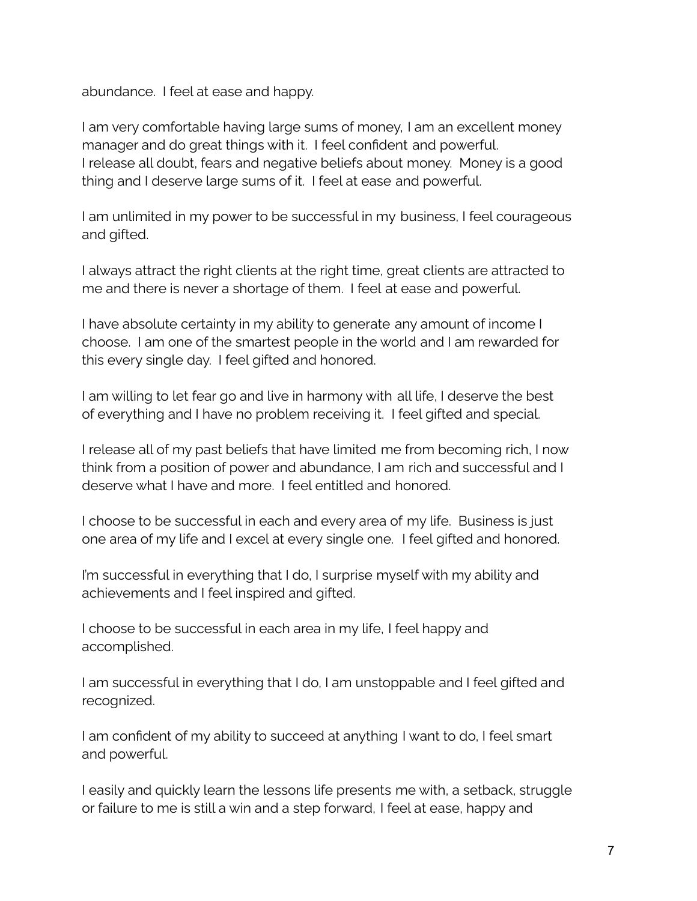abundance. I feel at ease and happy.

I am very comfortable having large sums of money, I am an excellent money manager and do great things with it. I feel confident and powerful.
I release all doubt, fears and negative beliefs about money. Money is a good thing and I deserve large sums of it. I feel at ease and powerful.

I am unlimited in my power to be successful in my business, I feel courageous and gifted.

I always attract the right clients at the right time, great clients are attracted to me and there is never a shortage of them. I feel at ease and powerful.

I have absolute certainty in my ability to generate any amount of income I choose. I am one of the smartest people in the world and I am rewarded for this every single day. I feel gifted and honored.

I am willing to let fear go and live in harmony with all life, I deserve the best of everything and I have no problem receiving it. I feel gifted and special.

I release all of my past beliefs that have limited me from becoming rich, I now think from a position of power and abundance, I am rich and successful and I deserve what I have and more. I feel entitled and honored.

I choose to be successful in each and every area of my life. Business is just one area of my life and I excel at every single one. I feel gifted and honored.

I'm successful in everything that I do, I surprise myself with my ability and achievements and I feel inspired and gifted.

I choose to be successful in each area in my life, I feel happy and accomplished.

I am successful in everything that I do, I am unstoppable and I feel gifted and recognized.

I am confident of my ability to succeed at anything I want to do, I feel smart and powerful.

I easily and quickly learn the lessons life presents me with, a setback, struggle or failure to me is still a win and a step forward, I feel at ease, happy and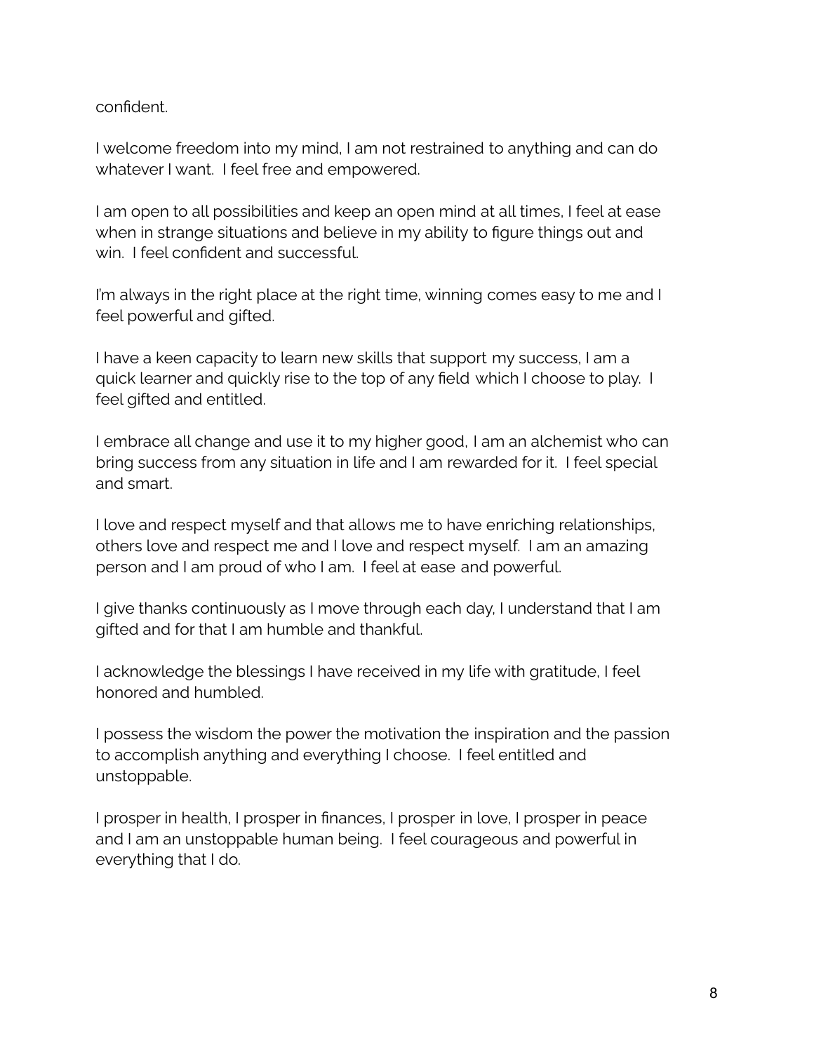confident.

I welcome freedom into my mind, I am not restrained to anything and can do whatever I want.  I feel free and empowered.

I am open to all possibilities and keep an open mind at all times, I feel at ease when in strange situations and believe in my ability to figure things out and win.  I feel confident and successful.

I'm always in the right place at the right time, winning comes easy to me and I feel powerful and gifted.

I have a keen capacity to learn new skills that support my success, I am a quick learner and quickly rise to the top of any field which I choose to play.  I feel gifted and entitled.

I embrace all change and use it to my higher good, I am an alchemist who can bring success from any situation in life and I am rewarded for it.  I feel special and smart.

I love and respect myself and that allows me to have enriching relationships, others love and respect me and I love and respect myself.  I am an amazing person and I am proud of who I am.  I feel at ease and powerful.

I give thanks continuously as I move through each day, I understand that I am gifted and for that I am humble and thankful.

I acknowledge the blessings I have received in my life with gratitude, I feel honored and humbled.

I possess the wisdom the power the motivation the inspiration and the passion to accomplish anything and everything I choose.  I feel entitled and unstoppable.

I prosper in health, I prosper in finances, I prosper in love, I prosper in peace and I am an unstoppable human being.  I feel courageous and powerful in everything that I do.